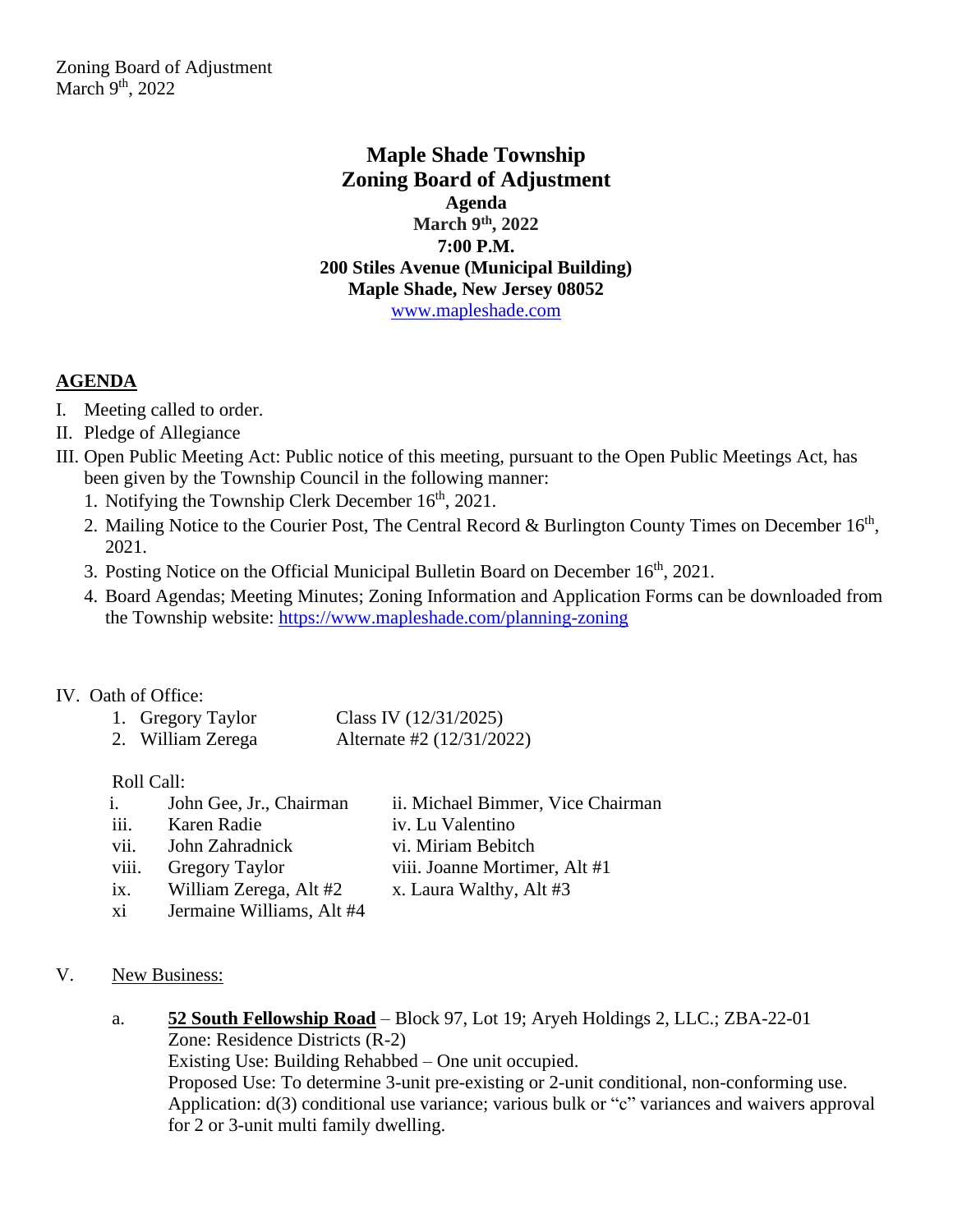Zoning Board of Adjustment
March 9th, 2022

# Maple Shade Township
# Zoning Board of Adjustment
## Agenda
### March 9th, 2022
### 7:00 P.M.
### 200 Stiles Avenue (Municipal Building)
### Maple Shade, New Jersey 08052
www.mapleshade.com

## AGENDA

I. Meeting called to order.

II. Pledge of Allegiance

III. Open Public Meeting Act: Public notice of this meeting, pursuant to the Open Public Meetings Act, has been given by the Township Council in the following manner:
   1. Notifying the Township Clerk December 16th, 2021.
   2. Mailing Notice to the Courier Post, The Central Record & Burlington County Times on December 16th, 2021.
   3. Posting Notice on the Official Municipal Bulletin Board on December 16th, 2021.
   4. Board Agendas; Meeting Minutes; Zoning Information and Application Forms can be downloaded from the Township website: https://www.mapleshade.com/planning-zoning

IV. Oath of Office:

| | |
|---|---|
| 1. Gregory Taylor | Class IV (12/31/2025) |
| 2. William Zerega | Alternate #2 (12/31/2022) |

Roll Call:

| | |
|---|---|
| i. John Gee, Jr., Chairman | ii. Michael Bimmer, Vice Chairman |
| iii. Karen Radie | iv. Lu Valentino |
| vii. John Zahradnick | vi. Miriam Bebitch |
| viii. Gregory Taylor | viii. Joanne Mortimer, Alt #1 |
| ix. William Zerega, Alt #2 | x. Laura Walthy, Alt #3 |
| xi Jermaine Williams, Alt #4 | |

V. New Business:

a. **52 South Fellowship Road** – Block 97, Lot 19; Aryeh Holdings 2, LLC.; ZBA-22-01
   Zone: Residence Districts (R-2)
   Existing Use: Building Rehabbed – One unit occupied.
   Proposed Use: To determine 3-unit pre-existing or 2-unit conditional, non-conforming use.
   Application: d(3) conditional use variance; various bulk or "c" variances and waivers approval for 2 or 3-unit multi family dwelling.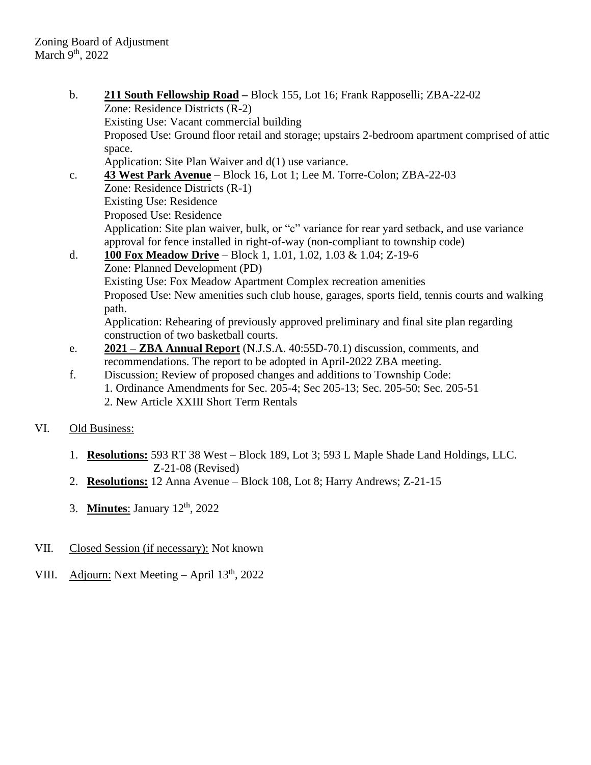b. **211 South Fellowship Road** – Block 155, Lot 16; Frank Rapposelli; ZBA-22-02
Zone: Residence Districts (R-2)
Existing Use: Vacant commercial building
Proposed Use: Ground floor retail and storage; upstairs 2-bedroom apartment comprised of attic space.
Application: Site Plan Waiver and d(1) use variance.

c. **43 West Park Avenue** – Block 16, Lot 1; Lee M. Torre-Colon; ZBA-22-03
Zone: Residence Districts (R-1)
Existing Use: Residence
Proposed Use: Residence
Application: Site plan waiver, bulk, or "c" variance for rear yard setback, and use variance approval for fence installed in right-of-way (non-compliant to township code)

d. **100 Fox Meadow Drive** – Block 1, 1.01, 1.02, 1.03 & 1.04; Z-19-6
Zone: Planned Development (PD)
Existing Use: Fox Meadow Apartment Complex recreation amenities
Proposed Use: New amenities such club house, garages, sports field, tennis courts and walking path.
Application: Rehearing of previously approved preliminary and final site plan regarding construction of two basketball courts.

e. **2021 – ZBA Annual Report** (N.J.S.A. 40:55D-70.1) discussion, comments, and recommendations. The report to be adopted in April-2022 ZBA meeting.

f. Discussion: Review of proposed changes and additions to Township Code:
1. Ordinance Amendments for Sec. 205-4; Sec 205-13; Sec. 205-50; Sec. 205-51
2. New Article XXIII Short Term Rentals

VI. Old Business:

1. **Resolutions:** 593 RT 38 West – Block 189, Lot 3; 593 L Maple Shade Land Holdings, LLC. Z-21-08 (Revised)
2. **Resolutions:** 12 Anna Avenue – Block 108, Lot 8; Harry Andrews; Z-21-15
3. **Minutes**: January 12th, 2022

VII. Closed Session (if necessary): Not known

VIII. Adjourn: Next Meeting – April 13th, 2022